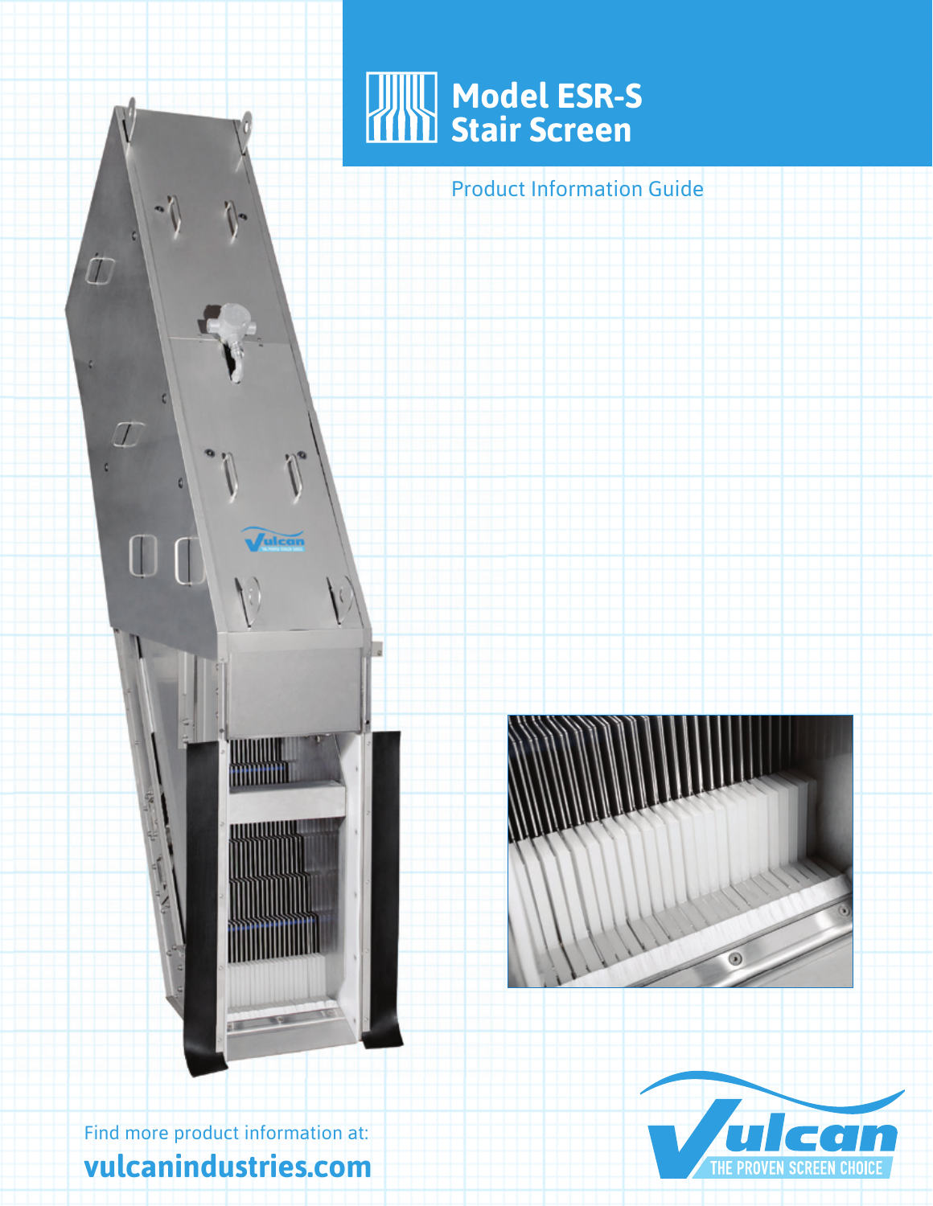# Model ESR-S Stair Screen

Product Information Guide

Find more product information at:

**vulcanindustries.com**

Vulcan

THE PROVEN SCREEN CHOICE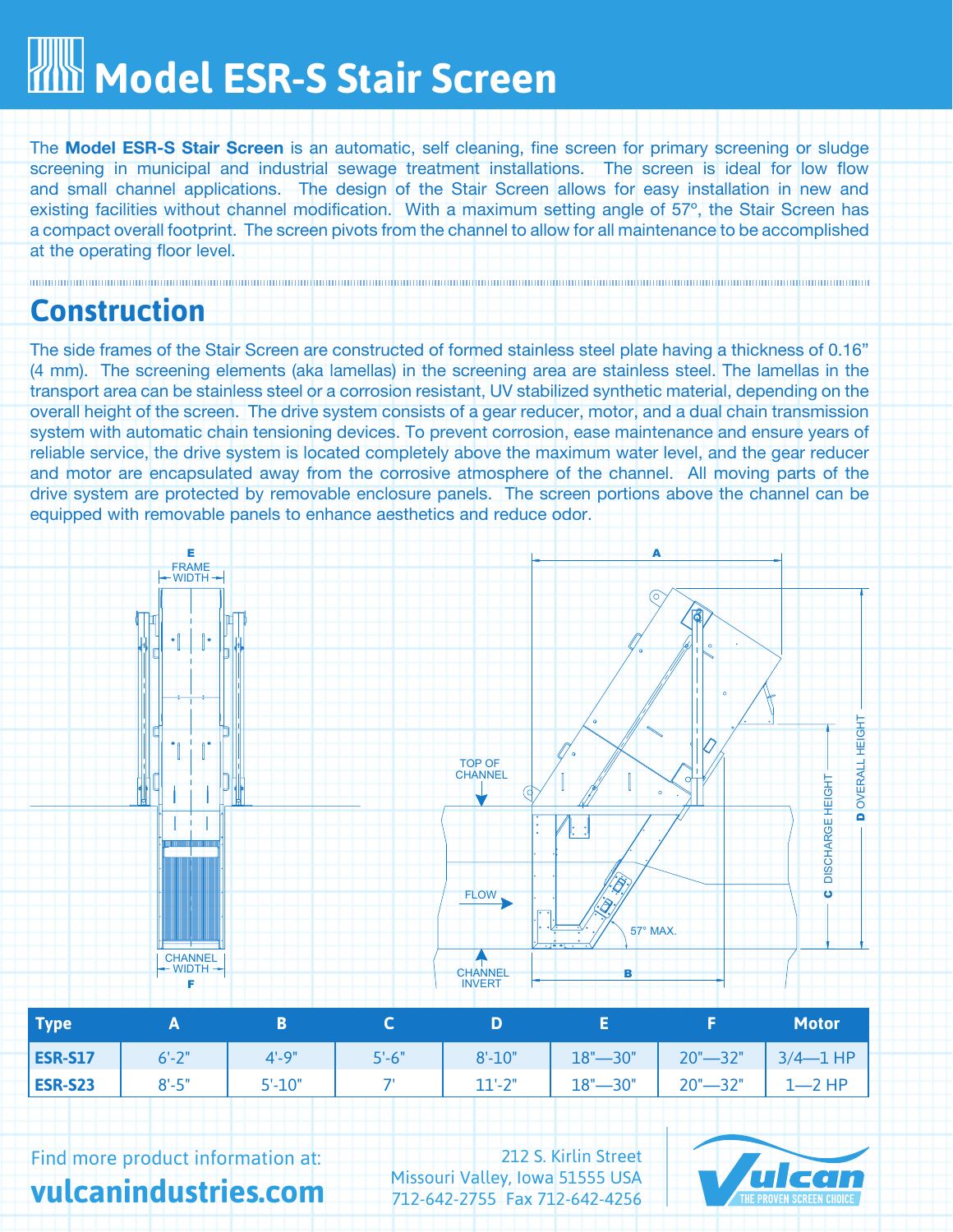# Model ESR-S Stair Screen

The **Model ESR-S Stair Screen** is an automatic, self cleaning, fine screen for primary screening or sludge screening in municipal and industrial sewage treatment installations. The screen is ideal for low flow and small channel applications. The design of the Stair Screen allows for easy installation in new and existing facilities without channel modification. With a maximum setting angle of 57º, the Stair Screen has a compact overall footprint. The screen pivots from the channel to allow for all maintenance to be accomplished at the operating floor level.

## Construction

The side frames of the Stair Screen are constructed of formed stainless steel plate having a thickness of 0.16" (4 mm). The screening elements (aka lamellas) in the screening area are stainless steel. The lamellas in the transport area can be stainless steel or a corrosion resistant, UV stabilized synthetic material, depending on the overall height of the screen. The drive system consists of a gear reducer, motor, and a dual chain transmission system with automatic chain tensioning devices. To prevent corrosion, ease maintenance and ensure years of reliable service, the drive system is located completely above the maximum water level, and the gear reducer and motor are encapsulated away from the corrosive atmosphere of the channel. All moving parts of the drive system are protected by removable enclosure panels. The screen portions above the channel can be equipped with removable panels to enhance aesthetics and reduce odor.

E
FRAME WIDTH

CHANNEL WIDTH
F

A

TOP OF CHANNEL

FLOW

57° MAX.

CHANNEL INVERT

B

C DISCHARGE HEIGHT

D OVERALL HEIGHT

| Type | A | B | C | D | E | F | Motor |
|---|---|---|---|---|---|---|---|
| **ESR-S17** | 6'-2" | 4'-9" | 5'-6" | 8'-10" | 18"—30" | 20"—32" | 3/4—1 HP |
| **ESR-S23** | 8'-5" | 5'-10" | 7' | 11'-2" | 18"—30" | 20"—32" | 1—2 HP |

Find more product information at:
**vulcanindustries.com**

212 S. Kirlin Street
Missouri Valley, Iowa 51555 USA
712-642-2755 Fax 712-642-4256

Vulcan
THE PROVEN SCREEN CHOICE